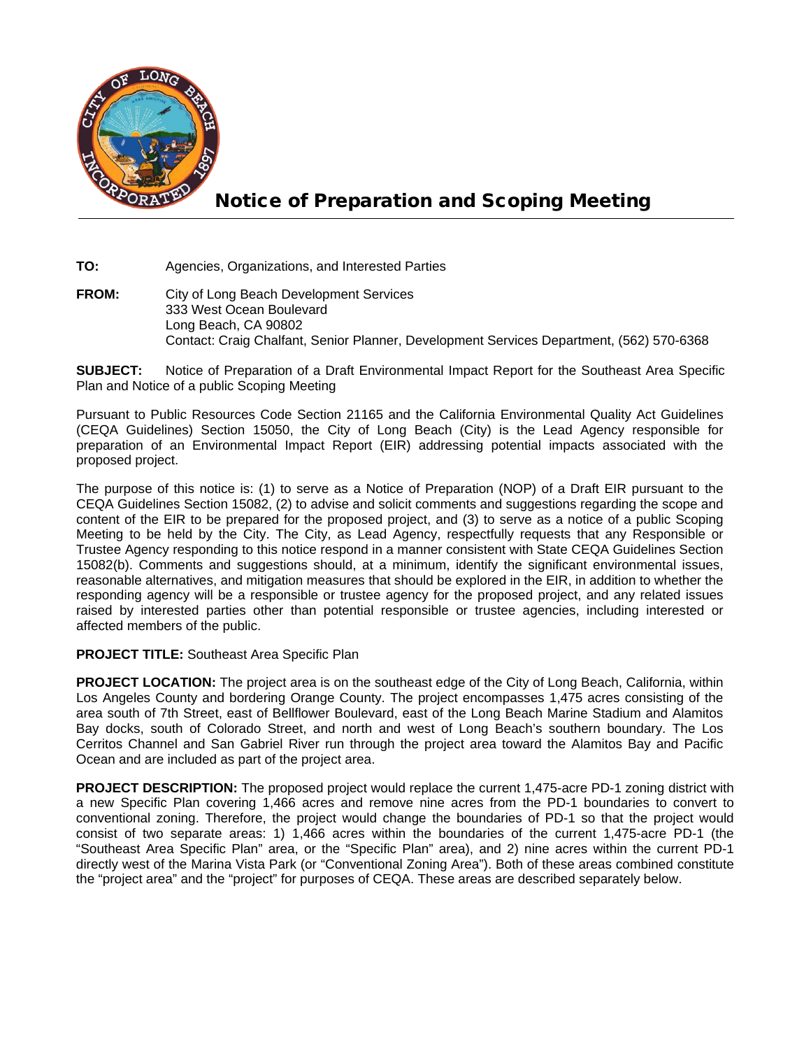# Notice of Preparation and Scoping Meeting

**TO:** Agencies, Organizations, and Interested Parties

**FROM:** City of Long Beach Development Services
333 West Ocean Boulevard
Long Beach, CA 90802
Contact: Craig Chalfant, Senior Planner, Development Services Department, (562) 570-6368

**SUBJECT:** Notice of Preparation of a Draft Environmental Impact Report for the Southeast Area Specific Plan and Notice of a public Scoping Meeting

Pursuant to Public Resources Code Section 21165 and the California Environmental Quality Act Guidelines (CEQA Guidelines) Section 15050, the City of Long Beach (City) is the Lead Agency responsible for preparation of an Environmental Impact Report (EIR) addressing potential impacts associated with the proposed project.

The purpose of this notice is: (1) to serve as a Notice of Preparation (NOP) of a Draft EIR pursuant to the CEQA Guidelines Section 15082, (2) to advise and solicit comments and suggestions regarding the scope and content of the EIR to be prepared for the proposed project, and (3) to serve as a notice of a public Scoping Meeting to be held by the City. The City, as Lead Agency, respectfully requests that any Responsible or Trustee Agency responding to this notice respond in a manner consistent with State CEQA Guidelines Section 15082(b). Comments and suggestions should, at a minimum, identify the significant environmental issues, reasonable alternatives, and mitigation measures that should be explored in the EIR, in addition to whether the responding agency will be a responsible or trustee agency for the proposed project, and any related issues raised by interested parties other than potential responsible or trustee agencies, including interested or affected members of the public.

**PROJECT TITLE:** Southeast Area Specific Plan

**PROJECT LOCATION:** The project area is on the southeast edge of the City of Long Beach, California, within Los Angeles County and bordering Orange County. The project encompasses 1,475 acres consisting of the area south of 7th Street, east of Bellflower Boulevard, east of the Long Beach Marine Stadium and Alamitos Bay docks, south of Colorado Street, and north and west of Long Beach's southern boundary. The Los Cerritos Channel and San Gabriel River run through the project area toward the Alamitos Bay and Pacific Ocean and are included as part of the project area.

**PROJECT DESCRIPTION:** The proposed project would replace the current 1,475-acre PD-1 zoning district with a new Specific Plan covering 1,466 acres and remove nine acres from the PD-1 boundaries to convert to conventional zoning. Therefore, the project would change the boundaries of PD-1 so that the project would consist of two separate areas: 1) 1,466 acres within the boundaries of the current 1,475-acre PD-1 (the "Southeast Area Specific Plan" area, or the "Specific Plan" area), and 2) nine acres within the current PD-1 directly west of the Marina Vista Park (or "Conventional Zoning Area"). Both of these areas combined constitute the "project area" and the "project" for purposes of CEQA. These areas are described separately below.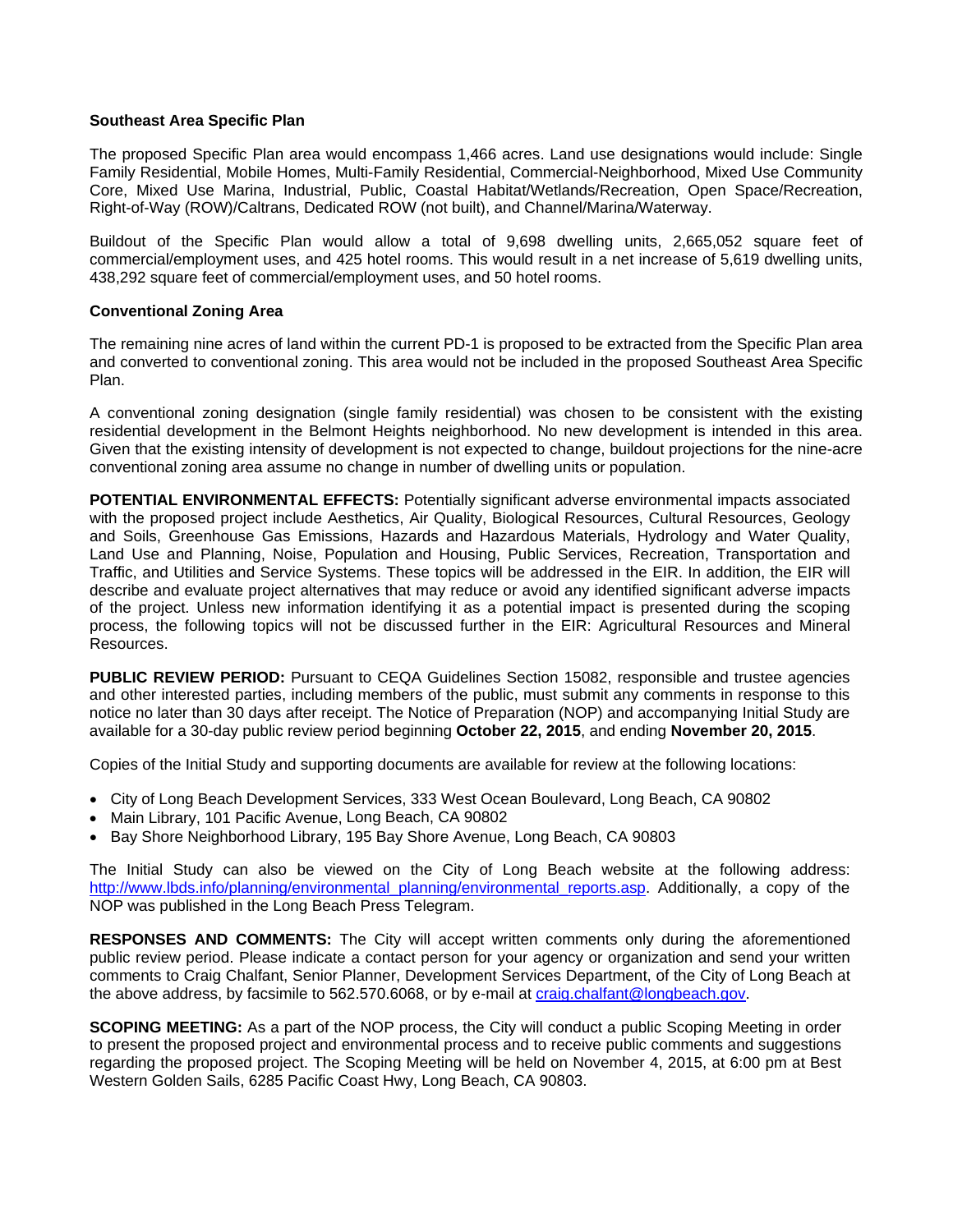**Southeast Area Specific Plan**

The proposed Specific Plan area would encompass 1,466 acres. Land use designations would include: Single Family Residential, Mobile Homes, Multi-Family Residential, Commercial-Neighborhood, Mixed Use Community Core, Mixed Use Marina, Industrial, Public, Coastal Habitat/Wetlands/Recreation, Open Space/Recreation, Right-of-Way (ROW)/Caltrans, Dedicated ROW (not built), and Channel/Marina/Waterway.

Buildout of the Specific Plan would allow a total of 9,698 dwelling units, 2,665,052 square feet of commercial/employment uses, and 425 hotel rooms. This would result in a net increase of 5,619 dwelling units, 438,292 square feet of commercial/employment uses, and 50 hotel rooms.

**Conventional Zoning Area**

The remaining nine acres of land within the current PD-1 is proposed to be extracted from the Specific Plan area and converted to conventional zoning. This area would not be included in the proposed Southeast Area Specific Plan.

A conventional zoning designation (single family residential) was chosen to be consistent with the existing residential development in the Belmont Heights neighborhood. No new development is intended in this area. Given that the existing intensity of development is not expected to change, buildout projections for the nine-acre conventional zoning area assume no change in number of dwelling units or population.

**POTENTIAL ENVIRONMENTAL EFFECTS:** Potentially significant adverse environmental impacts associated with the proposed project include Aesthetics, Air Quality, Biological Resources, Cultural Resources, Geology and Soils, Greenhouse Gas Emissions, Hazards and Hazardous Materials, Hydrology and Water Quality, Land Use and Planning, Noise, Population and Housing, Public Services, Recreation, Transportation and Traffic, and Utilities and Service Systems. These topics will be addressed in the EIR. In addition, the EIR will describe and evaluate project alternatives that may reduce or avoid any identified significant adverse impacts of the project. Unless new information identifying it as a potential impact is presented during the scoping process, the following topics will not be discussed further in the EIR: Agricultural Resources and Mineral Resources.

**PUBLIC REVIEW PERIOD:** Pursuant to CEQA Guidelines Section 15082, responsible and trustee agencies and other interested parties, including members of the public, must submit any comments in response to this notice no later than 30 days after receipt. The Notice of Preparation (NOP) and accompanying Initial Study are available for a 30-day public review period beginning **October 22, 2015**, and ending **November 20, 2015**.

Copies of the Initial Study and supporting documents are available for review at the following locations:

- City of Long Beach Development Services, 333 West Ocean Boulevard, Long Beach, CA 90802
- Main Library, 101 Pacific Avenue, Long Beach, CA 90802
- Bay Shore Neighborhood Library, 195 Bay Shore Avenue, Long Beach, CA 90803

The Initial Study can also be viewed on the City of Long Beach website at the following address: http://www.lbds.info/planning/environmental_planning/environmental_reports.asp. Additionally, a copy of the NOP was published in the Long Beach Press Telegram.

**RESPONSES AND COMMENTS:** The City will accept written comments only during the aforementioned public review period. Please indicate a contact person for your agency or organization and send your written comments to Craig Chalfant, Senior Planner, Development Services Department, of the City of Long Beach at the above address, by facsimile to 562.570.6068, or by e-mail at craig.chalfant@longbeach.gov.

**SCOPING MEETING:** As a part of the NOP process, the City will conduct a public Scoping Meeting in order to present the proposed project and environmental process and to receive public comments and suggestions regarding the proposed project. The Scoping Meeting will be held on November 4, 2015, at 6:00 pm at Best Western Golden Sails, 6285 Pacific Coast Hwy, Long Beach, CA 90803.